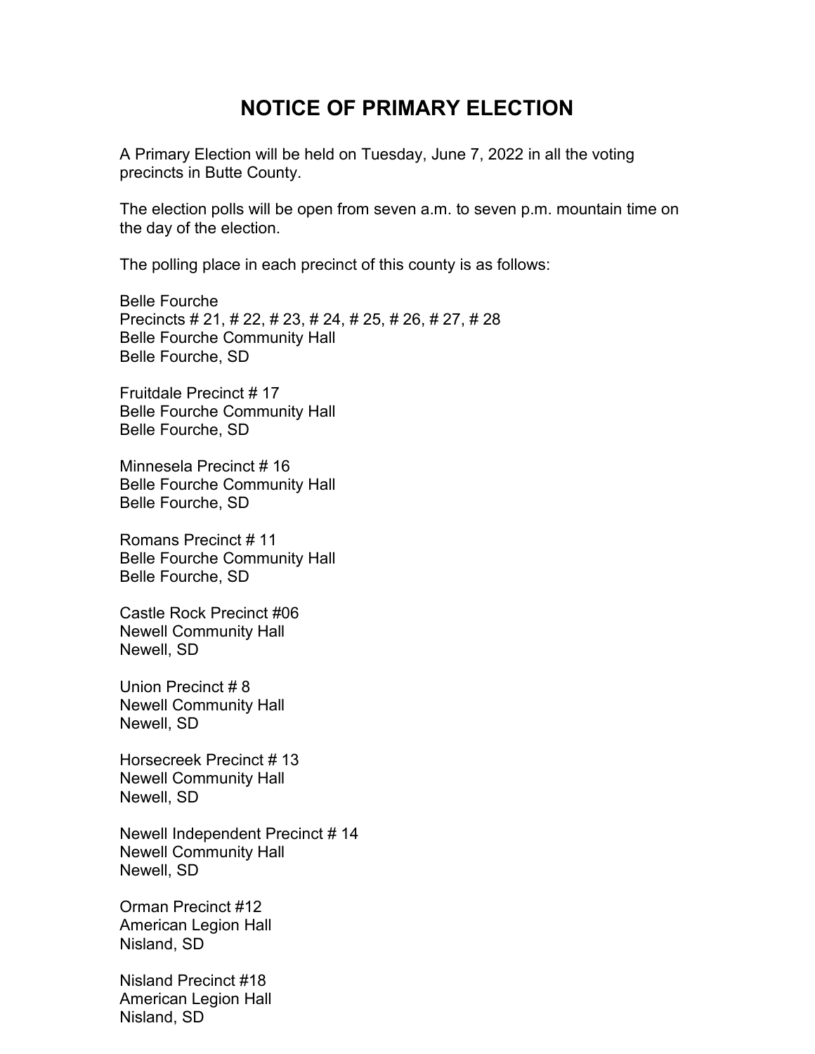# NOTICE OF PRIMARY ELECTION

A Primary Election will be held on Tuesday, June 7, 2022 in all the voting precincts in Butte County.

The election polls will be open from seven a.m. to seven p.m. mountain time on the day of the election.

The polling place in each precinct of this county is as follows:

Belle Fourche
Precincts # 21, # 22, # 23, # 24, # 25, # 26, # 27, # 28
Belle Fourche Community Hall
Belle Fourche, SD

Fruitdale Precinct # 17
Belle Fourche Community Hall
Belle Fourche, SD

Minnesela Precinct # 16
Belle Fourche Community Hall
Belle Fourche, SD

Romans Precinct # 11
Belle Fourche Community Hall
Belle Fourche, SD

Castle Rock Precinct #06
Newell Community Hall
Newell, SD

Union Precinct # 8
Newell Community Hall
Newell, SD

Horsecreek Precinct # 13
Newell Community Hall
Newell, SD

Newell Independent Precinct # 14
Newell Community Hall
Newell, SD

Orman Precinct #12
American Legion Hall
Nisland, SD

Nisland Precinct #18
American Legion Hall
Nisland, SD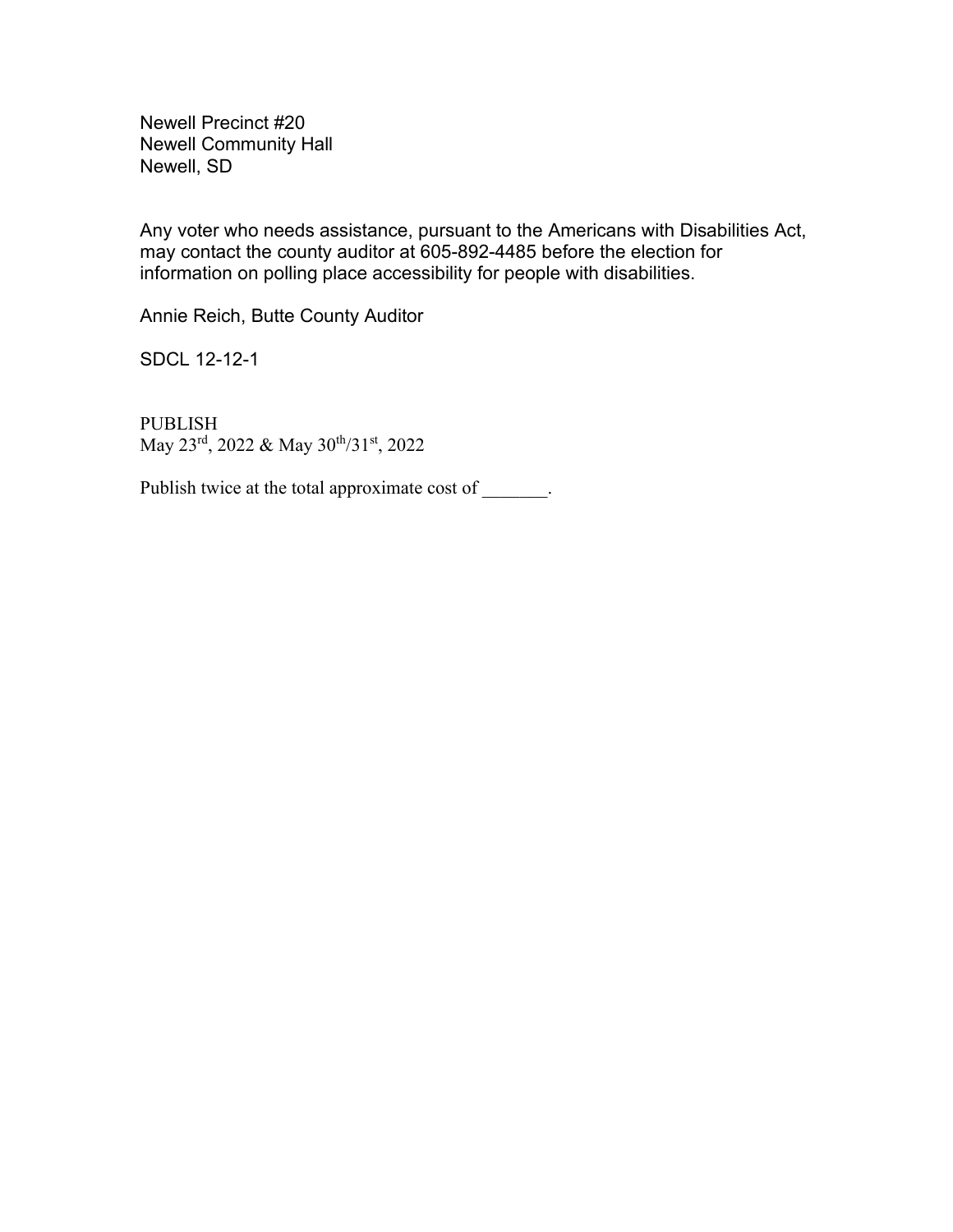Newell Precinct #20
Newell Community Hall
Newell, SD

Any voter who needs assistance, pursuant to the Americans with Disabilities Act, may contact the county auditor at 605-892-4485 before the election for information on polling place accessibility for people with disabilities.

Annie Reich, Butte County Auditor

SDCL 12-12-1

PUBLISH
May 23rd, 2022 & May 30th/31st, 2022

Publish twice at the total approximate cost of _______.